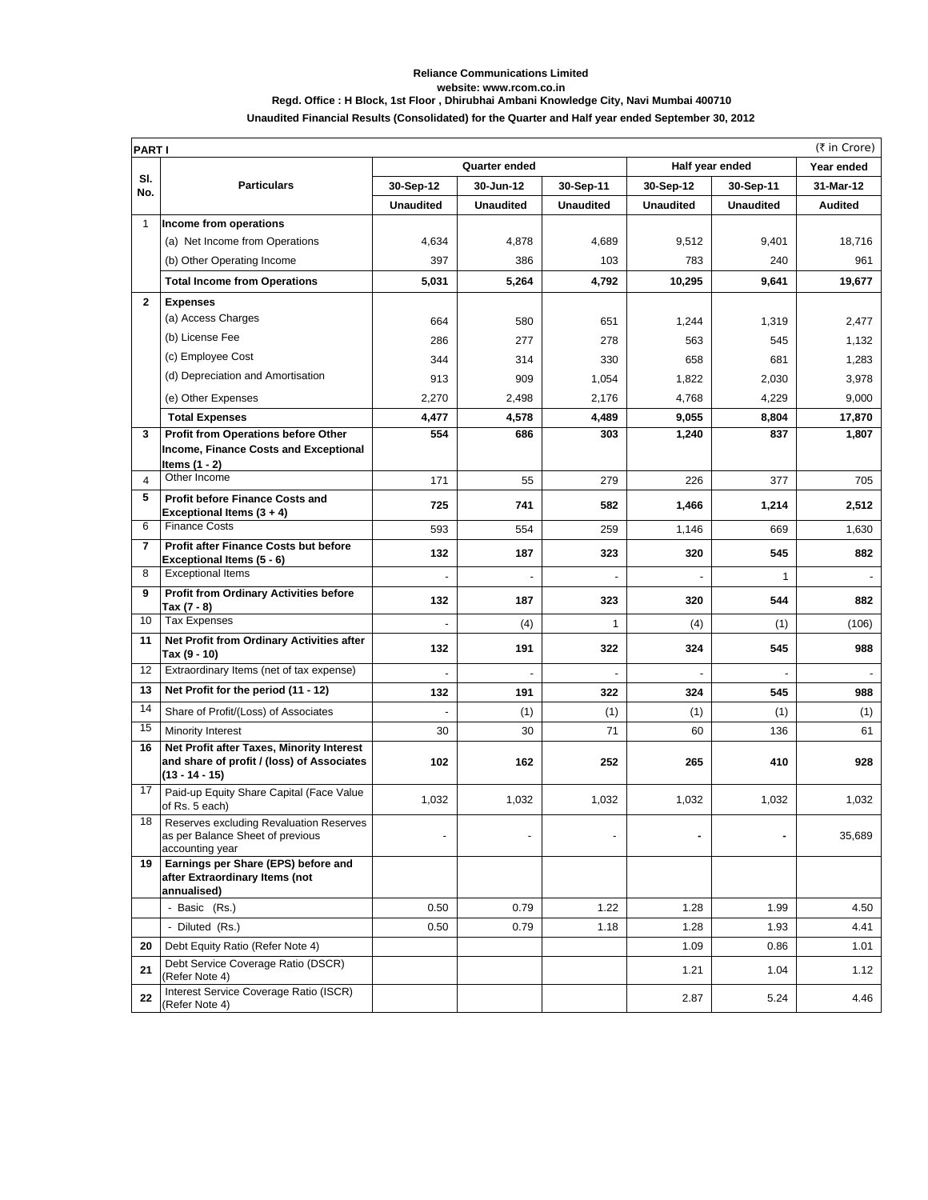**Reliance Communications Limited**

**website: www.rcom.co.in**

**Regd. Office : H Block, 1st Floor , Dhirubhai Ambani Knowledge City, Navi Mumbai 400710**

**Unaudited Financial Results (Consolidated) for the Quarter and Half year ended September 30, 2012**

**PART I** (₹ in Crore)

| Sl. No. | Particulars | Quarter ended | | | Half year ended | | Year ended |
|---|---|---|---|---|---|---|---|
| | | 30-Sep-12 | 30-Jun-12 | 30-Sep-11 | 30-Sep-12 | 30-Sep-11 | 31-Mar-12 |
| | | Unaudited | Unaudited | Unaudited | Unaudited | Unaudited | Audited |
| 1 | **Income from operations** | | | | | | |
| | (a) Net Income from Operations | 4,634 | 4,878 | 4,689 | 9,512 | 9,401 | 18,716 |
| | (b) Other Operating Income | 397 | 386 | 103 | 783 | 240 | 961 |
| | **Total Income from Operations** | **5,031** | **5,264** | **4,792** | **10,295** | **9,641** | **19,677** |
| 2 | **Expenses** | | | | | | |
| | (a) Access Charges | 664 | 580 | 651 | 1,244 | 1,319 | 2,477 |
| | (b) License Fee | 286 | 277 | 278 | 563 | 545 | 1,132 |
| | (c) Employee Cost | 344 | 314 | 330 | 658 | 681 | 1,283 |
| | (d) Depreciation and Amortisation | 913 | 909 | 1,054 | 1,822 | 2,030 | 3,978 |
| | (e) Other Expenses | 2,270 | 2,498 | 2,176 | 4,768 | 4,229 | 9,000 |
| | **Total Expenses** | **4,477** | **4,578** | **4,489** | **9,055** | **8,804** | **17,870** |
| 3 | **Profit from Operations before Other Income, Finance Costs and Exceptional Items (1 - 2)** | **554** | **686** | **303** | **1,240** | **837** | **1,807** |
| 4 | Other Income | 171 | 55 | 279 | 226 | 377 | 705 |
| 5 | **Profit before Finance Costs and Exceptional Items (3 + 4)** | **725** | **741** | **582** | **1,466** | **1,214** | **2,512** |
| 6 | Finance Costs | 593 | 554 | 259 | 1,146 | 669 | 1,630 |
| 7 | **Profit after Finance Costs but before Exceptional Items (5 - 6)** | **132** | **187** | **323** | **320** | **545** | **882** |
| 8 | Exceptional Items | - | - | - | - | 1 | - |
| 9 | **Profit from Ordinary Activities before Tax (7 - 8)** | **132** | **187** | **323** | **320** | **544** | **882** |
| 10 | Tax Expenses | - | (4) | 1 | (4) | (1) | (106) |
| 11 | **Net Profit from Ordinary Activities after Tax (9 - 10)** | **132** | **191** | **322** | **324** | **545** | **988** |
| 12 | Extraordinary Items (net of tax expense) | - | - | - | - | - | - |
| 13 | **Net Profit for the period (11 - 12)** | **132** | **191** | **322** | **324** | **545** | **988** |
| 14 | Share of Profit/(Loss) of Associates | - | (1) | (1) | (1) | (1) | (1) |
| 15 | Minority Interest | 30 | 30 | 71 | 60 | 136 | 61 |
| 16 | **Net Profit after Taxes, Minority Interest and share of profit / (loss) of Associates (13 - 14 - 15)** | **102** | **162** | **252** | **265** | **410** | **928** |
| 17 | Paid-up Equity Share Capital (Face Value of Rs. 5 each) | 1,032 | 1,032 | 1,032 | 1,032 | 1,032 | 1,032 |
| 18 | Reserves excluding Revaluation Reserves as per Balance Sheet of previous accounting year | - | - | - | - | - | 35,689 |
| 19 | **Earnings per Share (EPS) before and after Extraordinary Items (not annualised)** | | | | | | |
| | - Basic (Rs.) | 0.50 | 0.79 | 1.22 | 1.28 | 1.99 | 4.50 |
| | - Diluted (Rs.) | 0.50 | 0.79 | 1.18 | 1.28 | 1.93 | 4.41 |
| 20 | Debt Equity Ratio (Refer Note 4) | | | | 1.09 | 0.86 | 1.01 |
| 21 | Debt Service Coverage Ratio (DSCR) (Refer Note 4) | | | | 1.21 | 1.04 | 1.12 |
| 22 | Interest Service Coverage Ratio (ISCR) (Refer Note 4) | | | | 2.87 | 5.24 | 4.46 |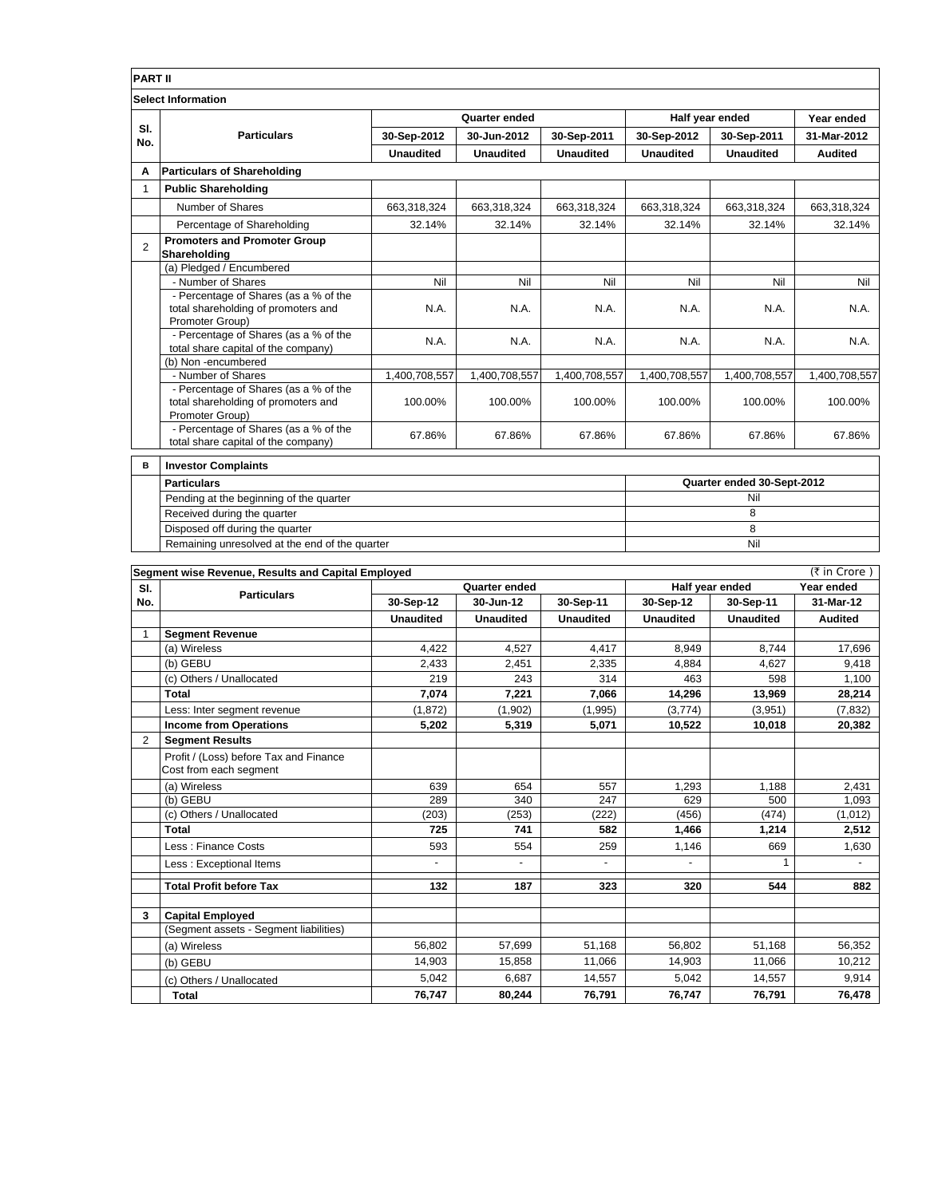**PART II**

**Select Information**

| Sl. No. | Particulars | Quarter ended | | | Half year ended | | Year ended |
|---|---|---|---|---|---|---|---|
| | | 30-Sep-2012 | 30-Jun-2012 | 30-Sep-2011 | 30-Sep-2012 | 30-Sep-2011 | 31-Mar-2012 |
| | | Unaudited | Unaudited | Unaudited | Unaudited | Unaudited | Audited |
| **A** | **Particulars of Shareholding** | | | | | | |
| 1 | **Public Shareholding** | | | | | | |
| | Number of Shares | 663,318,324 | 663,318,324 | 663,318,324 | 663,318,324 | 663,318,324 | 663,318,324 |
| | Percentage of Shareholding | 32.14% | 32.14% | 32.14% | 32.14% | 32.14% | 32.14% |
| 2 | **Promoters and Promoter Group Shareholding** | | | | | | |
| | (a) Pledged / Encumbered | | | | | | |
| | - Number of Shares | Nil | Nil | Nil | Nil | Nil | Nil |
| | - Percentage of Shares (as a % of the total shareholding of promoters and Promoter Group) | N.A. | N.A. | N.A. | N.A. | N.A. | N.A. |
| | - Percentage of Shares (as a % of the total share capital of the company) | N.A. | N.A. | N.A. | N.A. | N.A. | N.A. |
| | (b) Non -encumbered | | | | | | |
| | - Number of Shares | 1,400,708,557 | 1,400,708,557 | 1,400,708,557 | 1,400,708,557 | 1,400,708,557 | 1,400,708,557 |
| | - Percentage of Shares (as a % of the total shareholding of promoters and Promoter Group) | 100.00% | 100.00% | 100.00% | 100.00% | 100.00% | 100.00% |
| | - Percentage of Shares (as a % of the total share capital of the company) | 67.86% | 67.86% | 67.86% | 67.86% | 67.86% | 67.86% |

| **B** | **Investor Complaints** | |
|---|---|---|
| | **Particulars** | **Quarter ended 30-Sept-2012** |
| | Pending at the beginning of the quarter | Nil |
| | Received during the quarter | 8 |
| | Disposed off during the quarter | 8 |
| | Remaining unresolved at the end of the quarter | Nil |

**Segment wise Revenue, Results and Capital Employed** (₹ in Crore )

| Sl. No. | Particulars | Quarter ended | | | Half year ended | | Year ended |
|---|---|---|---|---|---|---|---|
| | | 30-Sep-12 | 30-Jun-12 | 30-Sep-11 | 30-Sep-12 | 30-Sep-11 | 31-Mar-12 |
| | | Unaudited | Unaudited | Unaudited | Unaudited | Unaudited | Audited |
| 1 | **Segment Revenue** | | | | | | |
| | (a) Wireless | 4,422 | 4,527 | 4,417 | 8,949 | 8,744 | 17,696 |
| | (b) GEBU | 2,433 | 2,451 | 2,335 | 4,884 | 4,627 | 9,418 |
| | (c) Others / Unallocated | 219 | 243 | 314 | 463 | 598 | 1,100 |
| | **Total** | **7,074** | **7,221** | **7,066** | **14,296** | **13,969** | **28,214** |
| | Less: Inter segment revenue | (1,872) | (1,902) | (1,995) | (3,774) | (3,951) | (7,832) |
| | **Income from Operations** | **5,202** | **5,319** | **5,071** | **10,522** | **10,018** | **20,382** |
| 2 | **Segment Results** | | | | | | |
| | Profit / (Loss) before Tax and Finance Cost from each segment | | | | | | |
| | (a) Wireless | 639 | 654 | 557 | 1,293 | 1,188 | 2,431 |
| | (b) GEBU | 289 | 340 | 247 | 629 | 500 | 1,093 |
| | (c) Others / Unallocated | (203) | (253) | (222) | (456) | (474) | (1,012) |
| | **Total** | **725** | **741** | **582** | **1,466** | **1,214** | **2,512** |
| | Less : Finance Costs | 593 | 554 | 259 | 1,146 | 669 | 1,630 |
| | Less : Exceptional Items | - | - | - | - | 1 | - |
| | **Total Profit before Tax** | **132** | **187** | **323** | **320** | **544** | **882** |
| **3** | **Capital Employed** | | | | | | |
| | (Segment assets - Segment liabilities) | | | | | | |
| | (a) Wireless | 56,802 | 57,699 | 51,168 | 56,802 | 51,168 | 56,352 |
| | (b) GEBU | 14,903 | 15,858 | 11,066 | 14,903 | 11,066 | 10,212 |
| | (c) Others / Unallocated | 5,042 | 6,687 | 14,557 | 5,042 | 14,557 | 9,914 |
| | **Total** | **76,747** | **80,244** | **76,791** | **76,747** | **76,791** | **76,478** |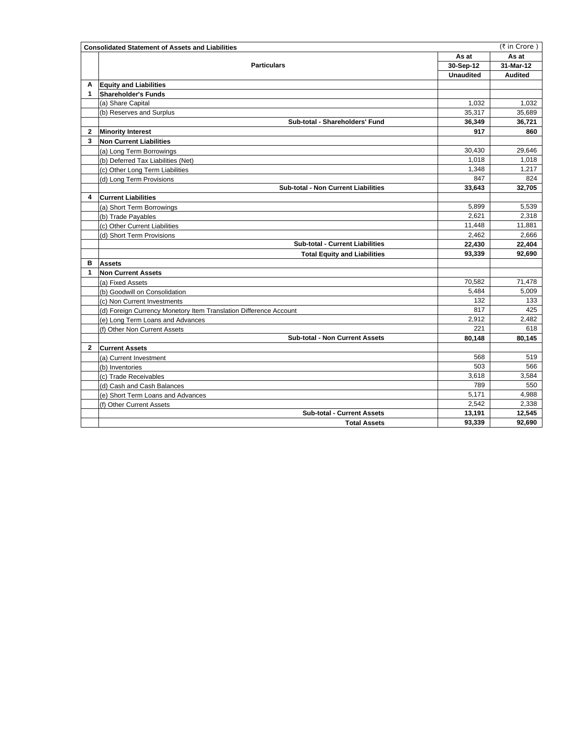| Consolidated Statement of Assets and Liabilities | | (₹ in Crore ) | |
|---|---|---|---|
| | **Particulars** | **As at** | **As at** |
| | | **30-Sep-12** | **31-Mar-12** |
| | | **Unaudited** | **Audited** |
| **A** | **Equity and Liabilities** | | |
| **1** | **Shareholder's Funds** | | |
| | (a) Share Capital | 1,032 | 1,032 |
| | (b) Reserves and Surplus | 35,317 | 35,689 |
| | **Sub-total - Shareholders' Fund** | **36,349** | **36,721** |
| **2** | **Minority Interest** | **917** | **860** |
| **3** | **Non Current Liabilities** | | |
| | (a) Long Term Borrowings | 30,430 | 29,646 |
| | (b) Deferred Tax Liabilities (Net) | 1,018 | 1,018 |
| | (c) Other Long Term Liabilities | 1,348 | 1,217 |
| | (d) Long Term Provisions | 847 | 824 |
| | **Sub-total - Non Current Liabilities** | **33,643** | **32,705** |
| **4** | **Current Liabilities** | | |
| | (a) Short Term Borrowings | 5,899 | 5,539 |
| | (b) Trade Payables | 2,621 | 2,318 |
| | (c) Other Current Liabilities | 11,448 | 11,881 |
| | (d) Short Term Provisions | 2,462 | 2,666 |
| | **Sub-total - Current Liabilities** | **22,430** | **22,404** |
| | **Total Equity and Liabilities** | **93,339** | **92,690** |
| **B** | **Assets** | | |
| **1** | **Non Current Assets** | | |
| | (a) Fixed Assets | 70,582 | 71,478 |
| | (b) Goodwill on Consolidation | 5,484 | 5,009 |
| | (c) Non Current Investments | 132 | 133 |
| | (d) Foreign Currency Monetory Item Translation Difference Account | 817 | 425 |
| | (e) Long Term Loans and Advances | 2,912 | 2,482 |
| | (f) Other Non Current Assets | 221 | 618 |
| | **Sub-total - Non Current Assets** | **80,148** | **80,145** |
| **2** | **Current Assets** | | |
| | (a) Current Investment | 568 | 519 |
| | (b) Inventories | 503 | 566 |
| | (c) Trade Receivables | 3,618 | 3,584 |
| | (d) Cash and Cash Balances | 789 | 550 |
| | (e) Short Term Loans and Advances | 5,171 | 4,988 |
| | (f) Other Current Assets | 2,542 | 2,338 |
| | **Sub-total - Current Assets** | **13,191** | **12,545** |
| | **Total Assets** | **93,339** | **92,690** |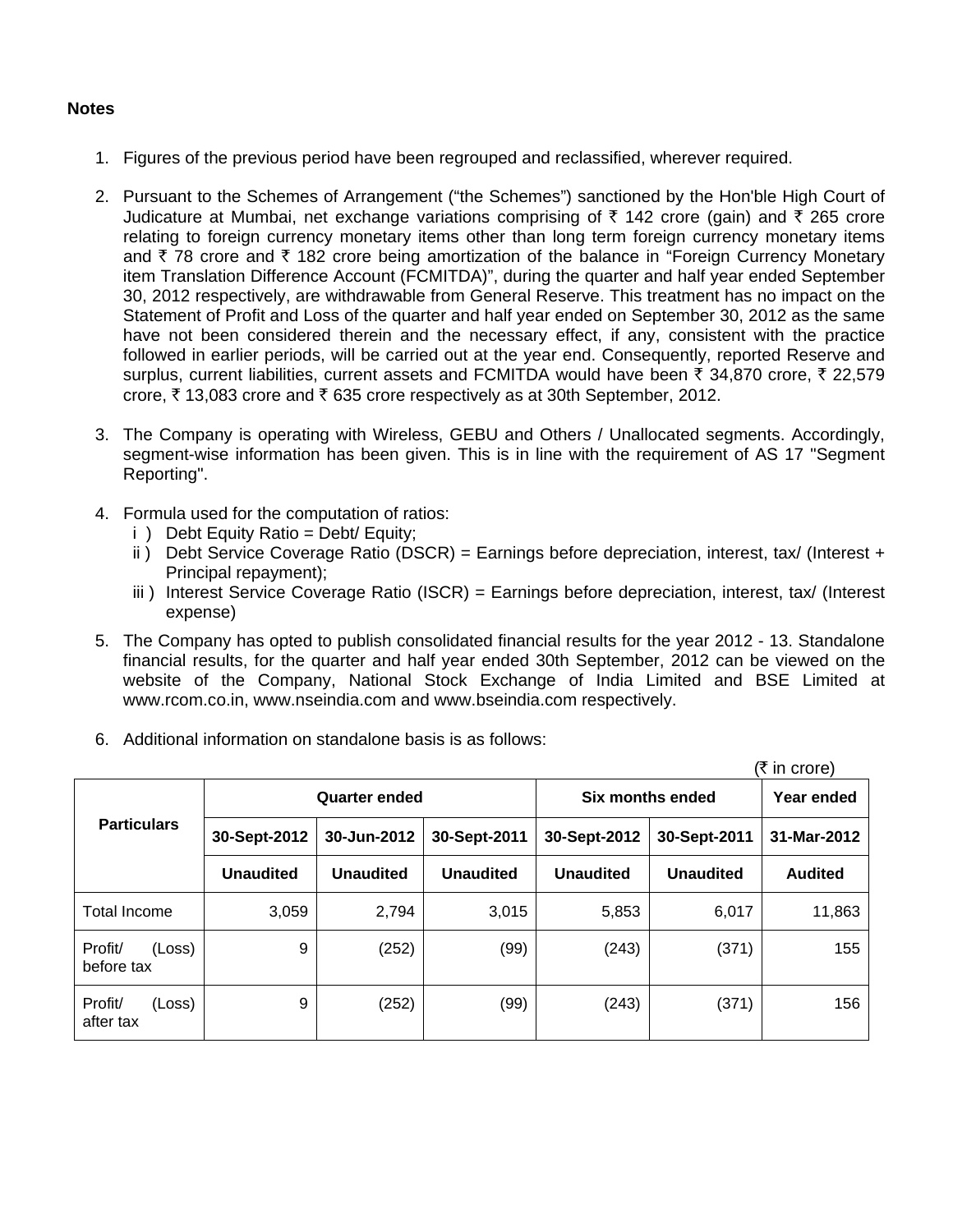**Notes**

1. Figures of the previous period have been regrouped and reclassified, wherever required.

2. Pursuant to the Schemes of Arrangement ("the Schemes") sanctioned by the Hon'ble High Court of Judicature at Mumbai, net exchange variations comprising of ₹ 142 crore (gain) and ₹ 265 crore relating to foreign currency monetary items other than long term foreign currency monetary items and ₹ 78 crore and ₹ 182 crore being amortization of the balance in "Foreign Currency Monetary item Translation Difference Account (FCMITDA)", during the quarter and half year ended September 30, 2012 respectively, are withdrawable from General Reserve. This treatment has no impact on the Statement of Profit and Loss of the quarter and half year ended on September 30, 2012 as the same have not been considered therein and the necessary effect, if any, consistent with the practice followed in earlier periods, will be carried out at the year end. Consequently, reported Reserve and surplus, current liabilities, current assets and FCMITDA would have been ₹ 34,870 crore, ₹ 22,579 crore, ₹ 13,083 crore and ₹ 635 crore respectively as at 30th September, 2012.

3. The Company is operating with Wireless, GEBU and Others / Unallocated segments. Accordingly, segment-wise information has been given. This is in line with the requirement of AS 17 "Segment Reporting".

4. Formula used for the computation of ratios:
   i ) Debt Equity Ratio = Debt/ Equity;
   ii ) Debt Service Coverage Ratio (DSCR) = Earnings before depreciation, interest, tax/ (Interest + Principal repayment);
   iii ) Interest Service Coverage Ratio (ISCR) = Earnings before depreciation, interest, tax/ (Interest expense)

5. The Company has opted to publish consolidated financial results for the year 2012 - 13. Standalone financial results, for the quarter and half year ended 30th September, 2012 can be viewed on the website of the Company, National Stock Exchange of India Limited and BSE Limited at www.rcom.co.in, www.nseindia.com and www.bseindia.com respectively.

6. Additional information on standalone basis is as follows:

(₹ in crore)

| Particulars | Quarter ended | | | Six months ended | | Year ended |
|---|---|---|---|---|---|---|
| | 30-Sept-2012 | 30-Jun-2012 | 30-Sept-2011 | 30-Sept-2012 | 30-Sept-2011 | 31-Mar-2012 |
| | Unaudited | Unaudited | Unaudited | Unaudited | Unaudited | Audited |
| Total Income | 3,059 | 2,794 | 3,015 | 5,853 | 6,017 | 11,863 |
| Profit/ (Loss) before tax | 9 | (252) | (99) | (243) | (371) | 155 |
| Profit/ (Loss) after tax | 9 | (252) | (99) | (243) | (371) | 156 |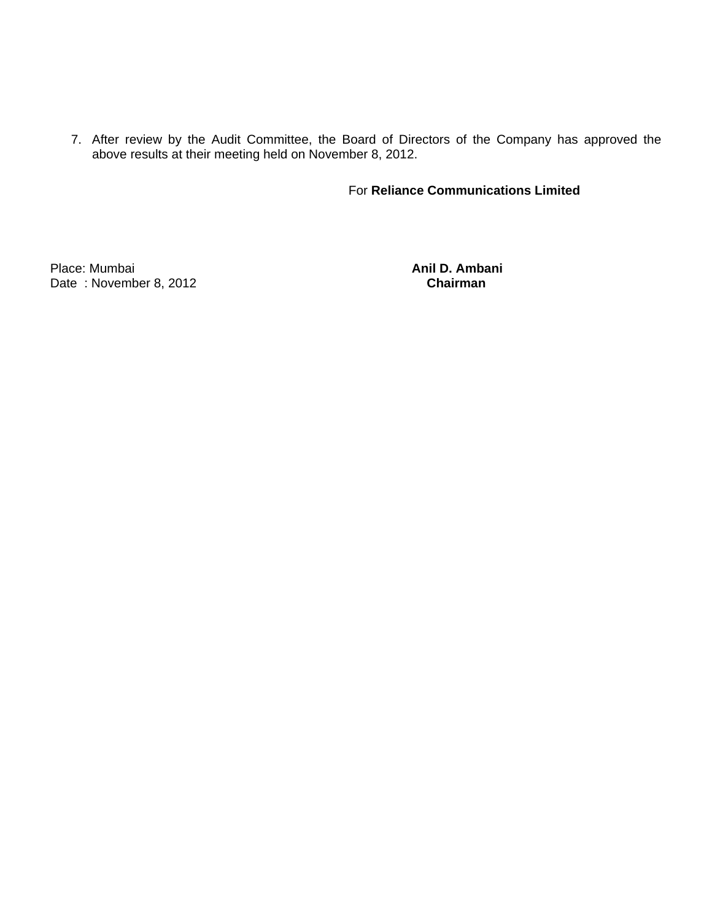7. After review by the Audit Committee, the Board of Directors of the Company has approved the above results at their meeting held on November 8, 2012.

For **Reliance Communications Limited**

Place: Mumbai
Date : November 8, 2012

**Anil D. Ambani**
**Chairman**